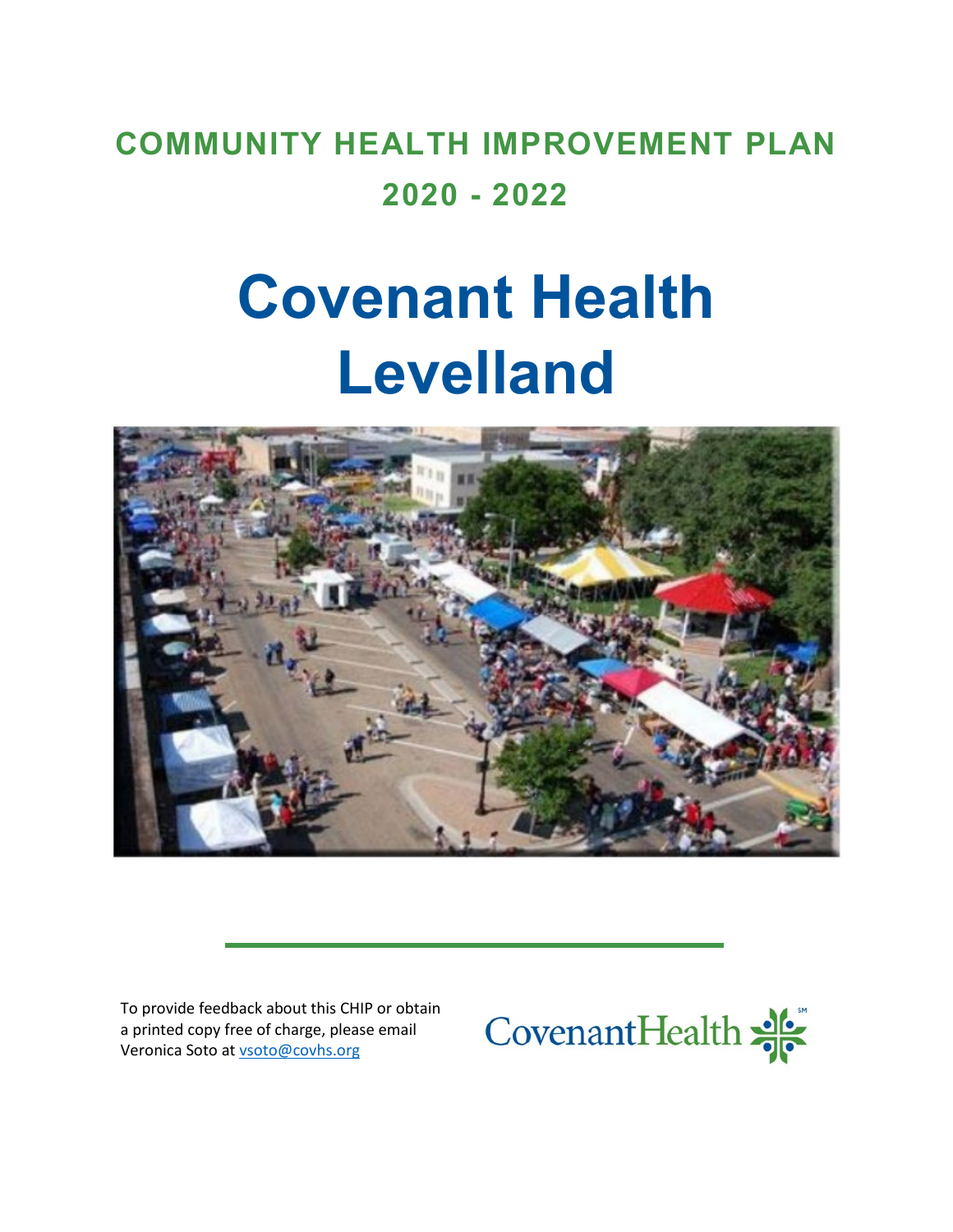# COMMUNITY HEALTH IMPROVEMENT PLAN 2020 - 2022

# Covenant Health Levelland

To provide feedback about this CHIP or obtain a printed copy free of charge, please email Veronica Soto at vsoto@covhs.org

CovenantHealth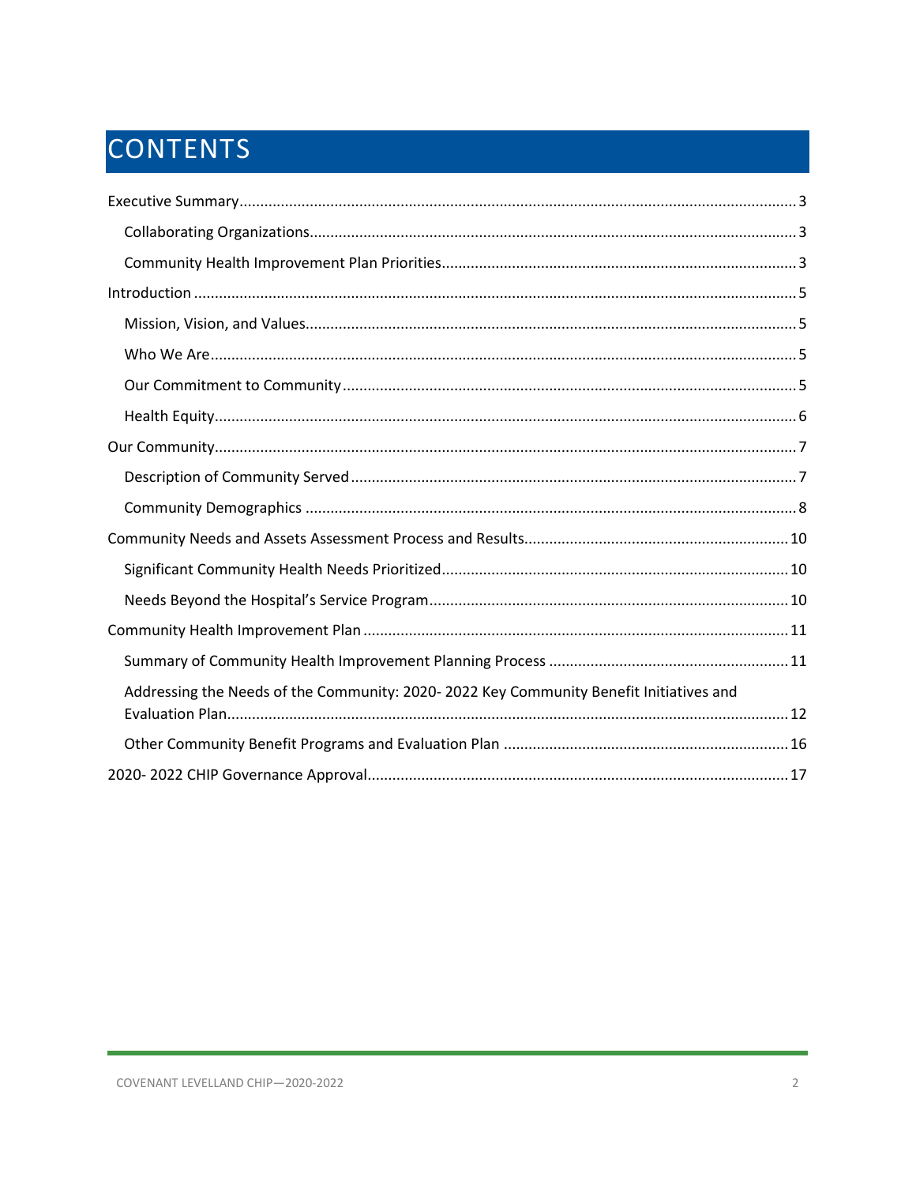# CONTENTS

- Executive Summary ... 3
  - Collaborating Organizations ... 3
  - Community Health Improvement Plan Priorities ... 3
- Introduction ... 5
  - Mission, Vision, and Values ... 5
  - Who We Are ... 5
  - Our Commitment to Community ... 5
  - Health Equity ... 6
- Our Community ... 7
  - Description of Community Served ... 7
  - Community Demographics ... 8
- Community Needs and Assets Assessment Process and Results ... 10
  - Significant Community Health Needs Prioritized ... 10
  - Needs Beyond the Hospital's Service Program ... 10
- Community Health Improvement Plan ... 11
  - Summary of Community Health Improvement Planning Process ... 11
  - Addressing the Needs of the Community: 2020- 2022 Key Community Benefit Initiatives and Evaluation Plan ... 12
  - Other Community Benefit Programs and Evaluation Plan ... 16
- 2020- 2022 CHIP Governance Approval ... 17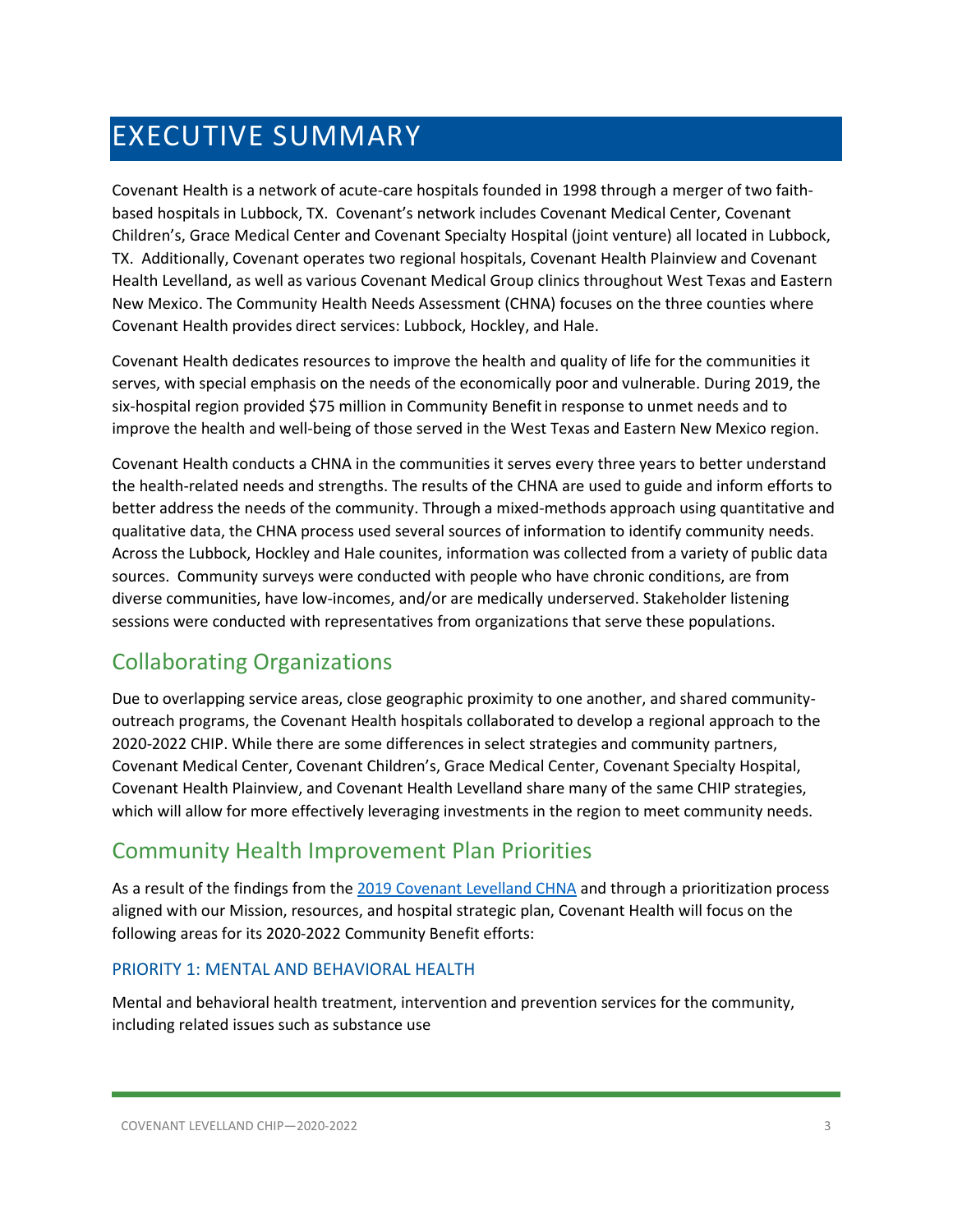# EXECUTIVE SUMMARY

Covenant Health is a network of acute-care hospitals founded in 1998 through a merger of two faith-based hospitals in Lubbock, TX. Covenant's network includes Covenant Medical Center, Covenant Children's, Grace Medical Center and Covenant Specialty Hospital (joint venture) all located in Lubbock, TX. Additionally, Covenant operates two regional hospitals, Covenant Health Plainview and Covenant Health Levelland, as well as various Covenant Medical Group clinics throughout West Texas and Eastern New Mexico. The Community Health Needs Assessment (CHNA) focuses on the three counties where Covenant Health provides direct services: Lubbock, Hockley, and Hale.

Covenant Health dedicates resources to improve the health and quality of life for the communities it serves, with special emphasis on the needs of the economically poor and vulnerable. During 2019, the six-hospital region provided $75 million in Community Benefit in response to unmet needs and to improve the health and well-being of those served in the West Texas and Eastern New Mexico region.

Covenant Health conducts a CHNA in the communities it serves every three years to better understand the health-related needs and strengths. The results of the CHNA are used to guide and inform efforts to better address the needs of the community. Through a mixed-methods approach using quantitative and qualitative data, the CHNA process used several sources of information to identify community needs. Across the Lubbock, Hockley and Hale counites, information was collected from a variety of public data sources. Community surveys were conducted with people who have chronic conditions, are from diverse communities, have low-incomes, and/or are medically underserved. Stakeholder listening sessions were conducted with representatives from organizations that serve these populations.

## Collaborating Organizations

Due to overlapping service areas, close geographic proximity to one another, and shared community-outreach programs, the Covenant Health hospitals collaborated to develop a regional approach to the 2020-2022 CHIP. While there are some differences in select strategies and community partners, Covenant Medical Center, Covenant Children's, Grace Medical Center, Covenant Specialty Hospital, Covenant Health Plainview, and Covenant Health Levelland share many of the same CHIP strategies, which will allow for more effectively leveraging investments in the region to meet community needs.

## Community Health Improvement Plan Priorities

As a result of the findings from the 2019 Covenant Levelland CHNA and through a prioritization process aligned with our Mission, resources, and hospital strategic plan, Covenant Health will focus on the following areas for its 2020-2022 Community Benefit efforts:

### PRIORITY 1: MENTAL AND BEHAVIORAL HEALTH

Mental and behavioral health treatment, intervention and prevention services for the community, including related issues such as substance use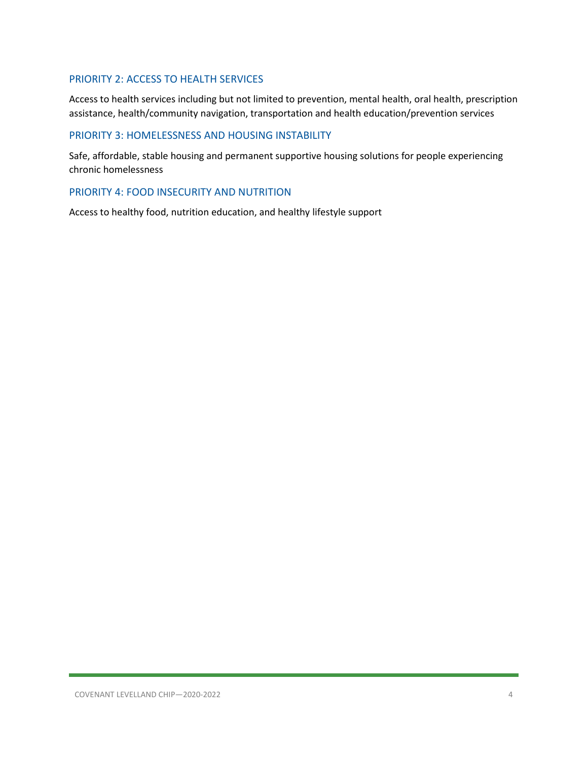### PRIORITY 2: ACCESS TO HEALTH SERVICES

Access to health services including but not limited to prevention, mental health, oral health, prescription assistance, health/community navigation, transportation and health education/prevention services

### PRIORITY 3: HOMELESSNESS AND HOUSING INSTABILITY

Safe, affordable, stable housing and permanent supportive housing solutions for people experiencing chronic homelessness

### PRIORITY 4: FOOD INSECURITY AND NUTRITION

Access to healthy food, nutrition education, and healthy lifestyle support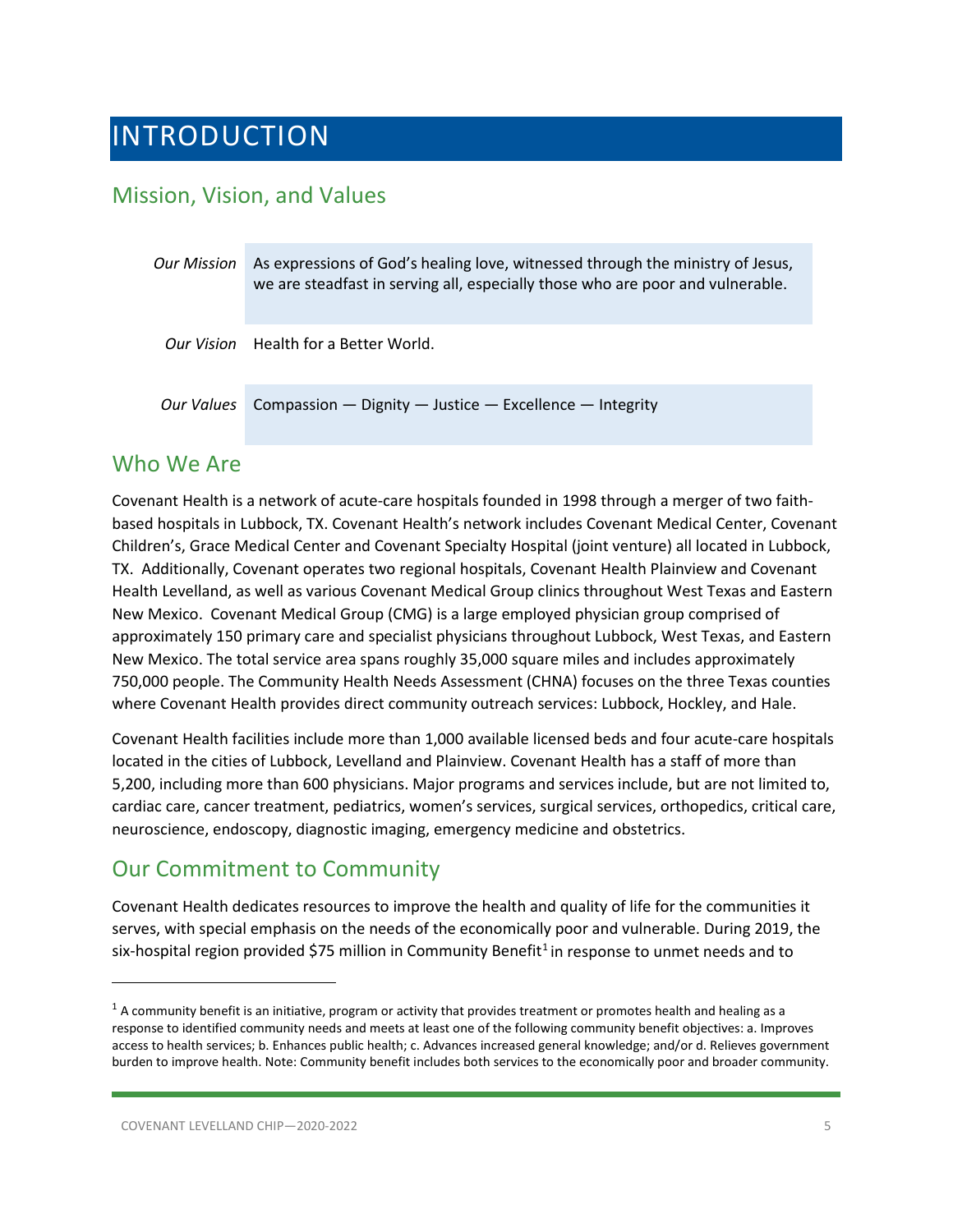# INTRODUCTION

## Mission, Vision, and Values

| | |
|---|---|
| *Our Mission* | As expressions of God's healing love, witnessed through the ministry of Jesus, we are steadfast in serving all, especially those who are poor and vulnerable. |
| *Our Vision* | Health for a Better World. |
| *Our Values* | Compassion — Dignity — Justice — Excellence — Integrity |

## Who We Are

Covenant Health is a network of acute-care hospitals founded in 1998 through a merger of two faith-based hospitals in Lubbock, TX. Covenant Health's network includes Covenant Medical Center, Covenant Children's, Grace Medical Center and Covenant Specialty Hospital (joint venture) all located in Lubbock, TX. Additionally, Covenant operates two regional hospitals, Covenant Health Plainview and Covenant Health Levelland, as well as various Covenant Medical Group clinics throughout West Texas and Eastern New Mexico. Covenant Medical Group (CMG) is a large employed physician group comprised of approximately 150 primary care and specialist physicians throughout Lubbock, West Texas, and Eastern New Mexico. The total service area spans roughly 35,000 square miles and includes approximately 750,000 people. The Community Health Needs Assessment (CHNA) focuses on the three Texas counties where Covenant Health provides direct community outreach services: Lubbock, Hockley, and Hale.

Covenant Health facilities include more than 1,000 available licensed beds and four acute-care hospitals located in the cities of Lubbock, Levelland and Plainview. Covenant Health has a staff of more than 5,200, including more than 600 physicians. Major programs and services include, but are not limited to, cardiac care, cancer treatment, pediatrics, women's services, surgical services, orthopedics, critical care, neuroscience, endoscopy, diagnostic imaging, emergency medicine and obstetrics.

## Our Commitment to Community

Covenant Health dedicates resources to improve the health and quality of life for the communities it serves, with special emphasis on the needs of the economically poor and vulnerable. During 2019, the six-hospital region provided $75 million in Community Benefit[1] in response to unmet needs and to

---

[1] A community benefit is an initiative, program or activity that provides treatment or promotes health and healing as a response to identified community needs and meets at least one of the following community benefit objectives: a. Improves access to health services; b. Enhances public health; c. Advances increased general knowledge; and/or d. Relieves government burden to improve health. Note: Community benefit includes both services to the economically poor and broader community.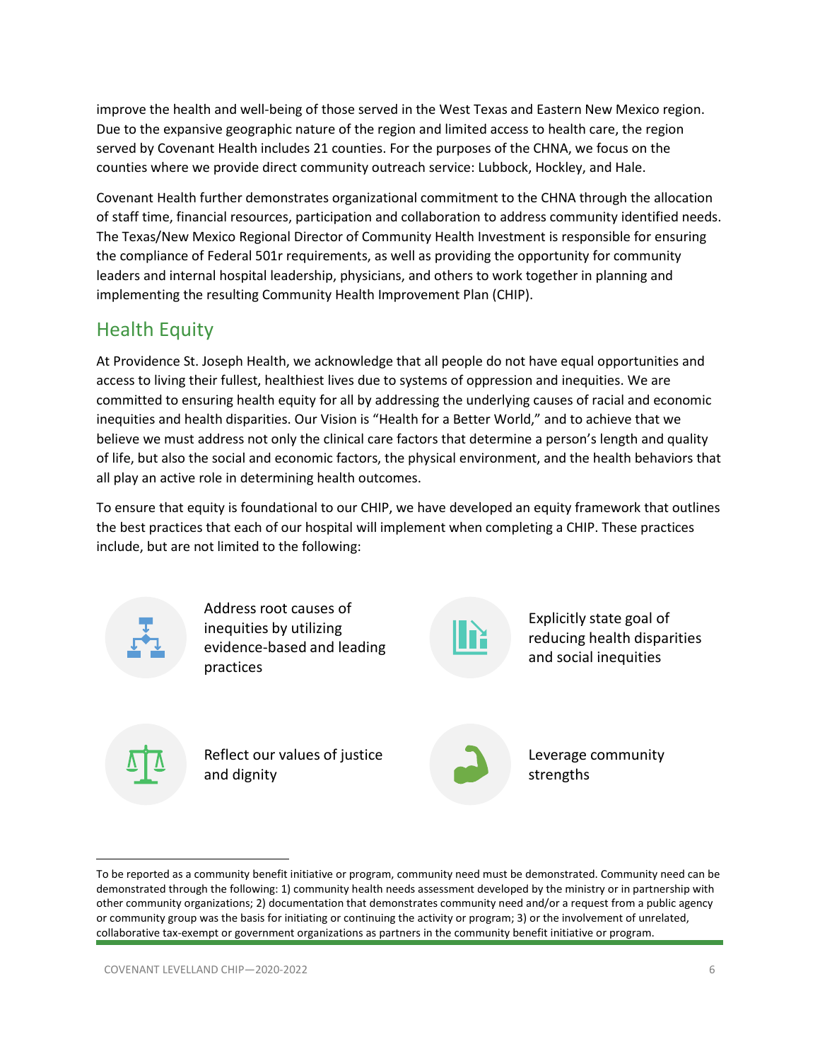improve the health and well-being of those served in the West Texas and Eastern New Mexico region. Due to the expansive geographic nature of the region and limited access to health care, the region served by Covenant Health includes 21 counties. For the purposes of the CHNA, we focus on the counties where we provide direct community outreach service: Lubbock, Hockley, and Hale.

Covenant Health further demonstrates organizational commitment to the CHNA through the allocation of staff time, financial resources, participation and collaboration to address community identified needs. The Texas/New Mexico Regional Director of Community Health Investment is responsible for ensuring the compliance of Federal 501r requirements, as well as providing the opportunity for community leaders and internal hospital leadership, physicians, and others to work together in planning and implementing the resulting Community Health Improvement Plan (CHIP).

## Health Equity

At Providence St. Joseph Health, we acknowledge that all people do not have equal opportunities and access to living their fullest, healthiest lives due to systems of oppression and inequities. We are committed to ensuring health equity for all by addressing the underlying causes of racial and economic inequities and health disparities. Our Vision is "Health for a Better World," and to achieve that we believe we must address not only the clinical care factors that determine a person's length and quality of life, but also the social and economic factors, the physical environment, and the health behaviors that all play an active role in determining health outcomes.

To ensure that equity is foundational to our CHIP, we have developed an equity framework that outlines the best practices that each of our hospital will implement when completing a CHIP. These practices include, but are not limited to the following:

- Address root causes of inequities by utilizing evidence-based and leading practices
- Explicitly state goal of reducing health disparities and social inequities
- Reflect our values of justice and dignity
- Leverage community strengths

---

To be reported as a community benefit initiative or program, community need must be demonstrated. Community need can be demonstrated through the following: 1) community health needs assessment developed by the ministry or in partnership with other community organizations; 2) documentation that demonstrates community need and/or a request from a public agency or community group was the basis for initiating or continuing the activity or program; 3) or the involvement of unrelated, collaborative tax-exempt or government organizations as partners in the community benefit initiative or program.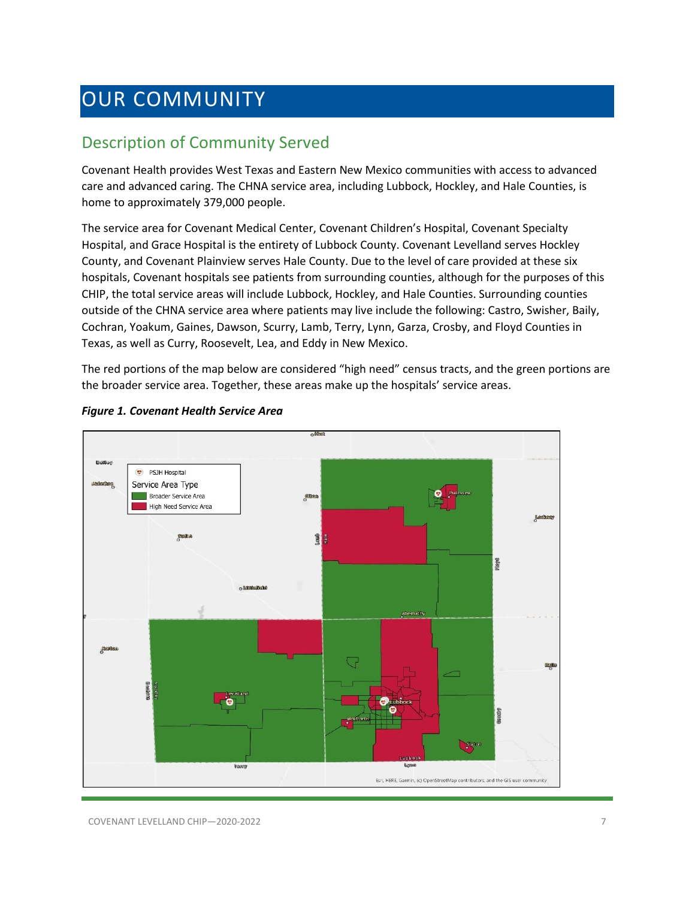# OUR COMMUNITY

## Description of Community Served

Covenant Health provides West Texas and Eastern New Mexico communities with access to advanced care and advanced caring. The CHNA service area, including Lubbock, Hockley, and Hale Counties, is home to approximately 379,000 people.

The service area for Covenant Medical Center, Covenant Children's Hospital, Covenant Specialty Hospital, and Grace Hospital is the entirety of Lubbock County. Covenant Levelland serves Hockley County, and Covenant Plainview serves Hale County. Due to the level of care provided at these six hospitals, Covenant hospitals see patients from surrounding counties, although for the purposes of this CHIP, the total service areas will include Lubbock, Hockley, and Hale Counties. Surrounding counties outside of the CHNA service area where patients may live include the following: Castro, Swisher, Baily, Cochran, Yoakum, Gaines, Dawson, Scurry, Lamb, Terry, Lynn, Garza, Crosby, and Floyd Counties in Texas, as well as Curry, Roosevelt, Lea, and Eddy in New Mexico.

The red portions of the map below are considered "high need" census tracts, and the green portions are the broader service area. Together, these areas make up the hospitals' service areas.

***Figure 1. Covenant Health Service Area***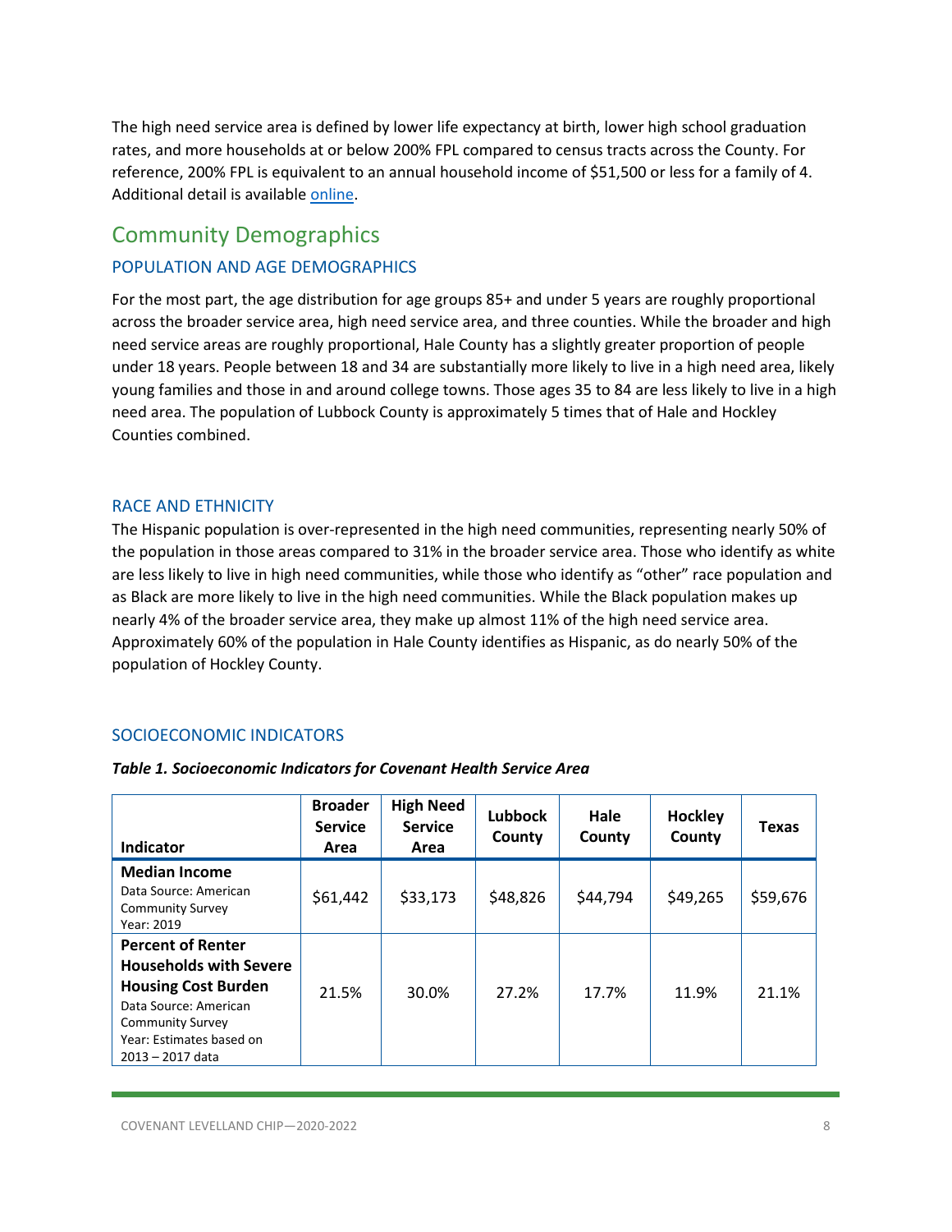The high need service area is defined by lower life expectancy at birth, lower high school graduation rates, and more households at or below 200% FPL compared to census tracts across the County. For reference, 200% FPL is equivalent to an annual household income of $51,500 or less for a family of 4. Additional detail is available online.

## Community Demographics

### POPULATION AND AGE DEMOGRAPHICS

For the most part, the age distribution for age groups 85+ and under 5 years are roughly proportional across the broader service area, high need service area, and three counties. While the broader and high need service areas are roughly proportional, Hale County has a slightly greater proportion of people under 18 years. People between 18 and 34 are substantially more likely to live in a high need area, likely young families and those in and around college towns. Those ages 35 to 84 are less likely to live in a high need area. The population of Lubbock County is approximately 5 times that of Hale and Hockley Counties combined.

### RACE AND ETHNICITY

The Hispanic population is over-represented in the high need communities, representing nearly 50% of the population in those areas compared to 31% in the broader service area. Those who identify as white are less likely to live in high need communities, while those who identify as "other" race population and as Black are more likely to live in the high need communities. While the Black population makes up nearly 4% of the broader service area, they make up almost 11% of the high need service area. Approximately 60% of the population in Hale County identifies as Hispanic, as do nearly 50% of the population of Hockley County.

### SOCIOECONOMIC INDICATORS

***Table 1. Socioeconomic Indicators for Covenant Health Service Area***

| Indicator | Broader Service Area | High Need Service Area | Lubbock County | Hale County | Hockley County | Texas |
|---|---|---|---|---|---|---|
| **Median Income** Data Source: American Community Survey Year: 2019 | $61,442 | $33,173 | $48,826 | $44,794 | $49,265 | $59,676 |
| **Percent of Renter Households with Severe Housing Cost Burden** Data Source: American Community Survey Year: Estimates based on 2013 – 2017 data | 21.5% | 30.0% | 27.2% | 17.7% | 11.9% | 21.1% |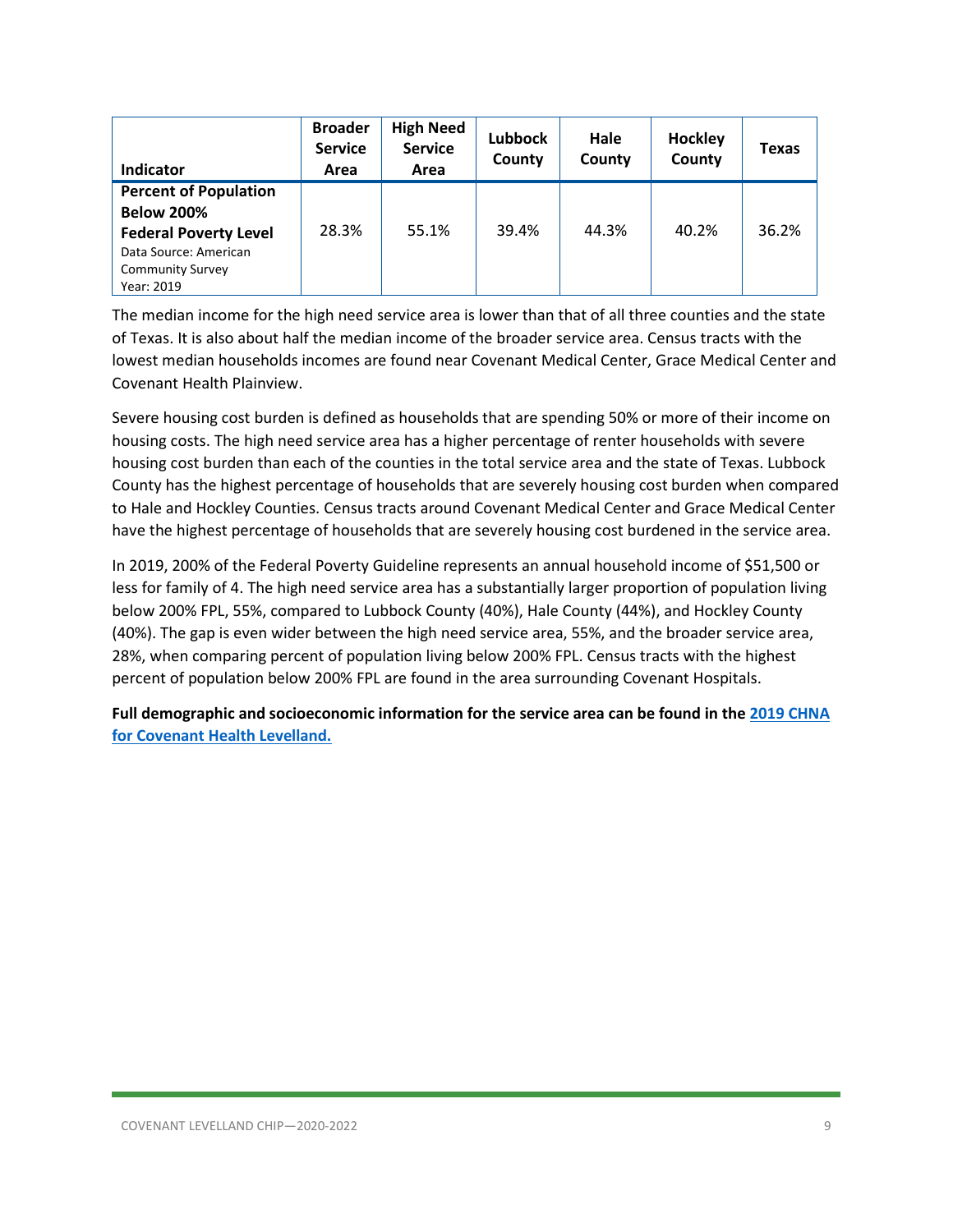| Indicator | Broader Service Area | High Need Service Area | Lubbock County | Hale County | Hockley County | Texas |
|---|---|---|---|---|---|---|
| **Percent of Population Below 200% Federal Poverty Level** Data Source: American Community Survey Year: 2019 | 28.3% | 55.1% | 39.4% | 44.3% | 40.2% | 36.2% |

The median income for the high need service area is lower than that of all three counties and the state of Texas. It is also about half the median income of the broader service area. Census tracts with the lowest median households incomes are found near Covenant Medical Center, Grace Medical Center and Covenant Health Plainview.

Severe housing cost burden is defined as households that are spending 50% or more of their income on housing costs. The high need service area has a higher percentage of renter households with severe housing cost burden than each of the counties in the total service area and the state of Texas. Lubbock County has the highest percentage of households that are severely housing cost burden when compared to Hale and Hockley Counties. Census tracts around Covenant Medical Center and Grace Medical Center have the highest percentage of households that are severely housing cost burdened in the service area.

In 2019, 200% of the Federal Poverty Guideline represents an annual household income of $51,500 or less for family of 4. The high need service area has a substantially larger proportion of population living below 200% FPL, 55%, compared to Lubbock County (40%), Hale County (44%), and Hockley County (40%). The gap is even wider between the high need service area, 55%, and the broader service area, 28%, when comparing percent of population living below 200% FPL. Census tracts with the highest percent of population below 200% FPL are found in the area surrounding Covenant Hospitals.

**Full demographic and socioeconomic information for the service area can be found in the [2019 CHNA for Covenant Health Levelland.](#)**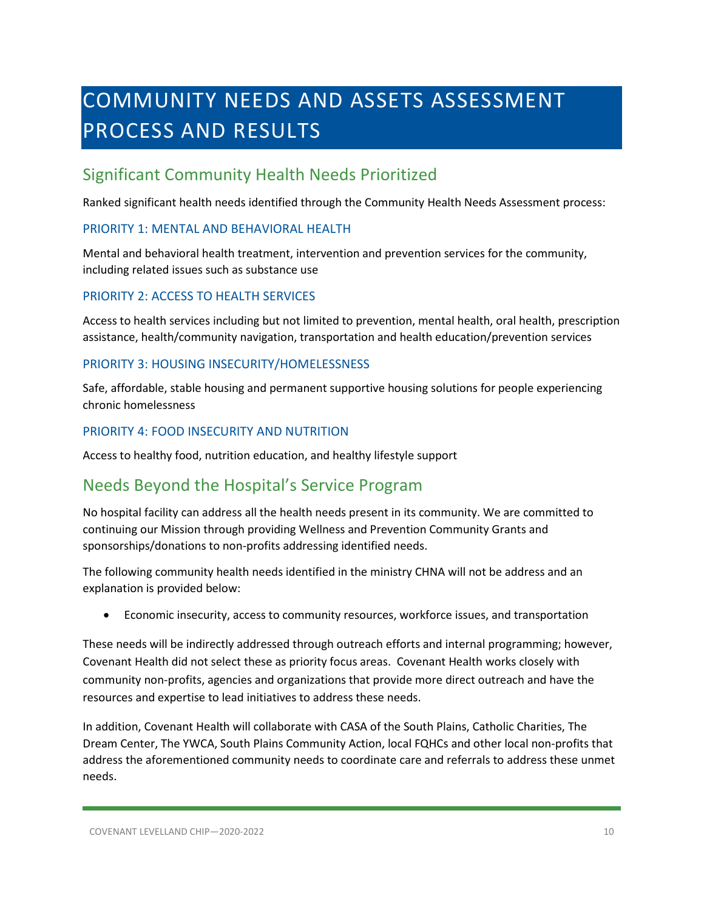# COMMUNITY NEEDS AND ASSETS ASSESSMENT PROCESS AND RESULTS

## Significant Community Health Needs Prioritized

Ranked significant health needs identified through the Community Health Needs Assessment process:

### PRIORITY 1: MENTAL AND BEHAVIORAL HEALTH

Mental and behavioral health treatment, intervention and prevention services for the community, including related issues such as substance use

### PRIORITY 2: ACCESS TO HEALTH SERVICES

Access to health services including but not limited to prevention, mental health, oral health, prescription assistance, health/community navigation, transportation and health education/prevention services

### PRIORITY 3: HOUSING INSECURITY/HOMELESSNESS

Safe, affordable, stable housing and permanent supportive housing solutions for people experiencing chronic homelessness

### PRIORITY 4: FOOD INSECURITY AND NUTRITION

Access to healthy food, nutrition education, and healthy lifestyle support

## Needs Beyond the Hospital's Service Program

No hospital facility can address all the health needs present in its community. We are committed to continuing our Mission through providing Wellness and Prevention Community Grants and sponsorships/donations to non-profits addressing identified needs.

The following community health needs identified in the ministry CHNA will not be address and an explanation is provided below:

- Economic insecurity, access to community resources, workforce issues, and transportation

These needs will be indirectly addressed through outreach efforts and internal programming; however, Covenant Health did not select these as priority focus areas. Covenant Health works closely with community non-profits, agencies and organizations that provide more direct outreach and have the resources and expertise to lead initiatives to address these needs.

In addition, Covenant Health will collaborate with CASA of the South Plains, Catholic Charities, The Dream Center, The YWCA, South Plains Community Action, local FQHCs and other local non-profits that address the aforementioned community needs to coordinate care and referrals to address these unmet needs.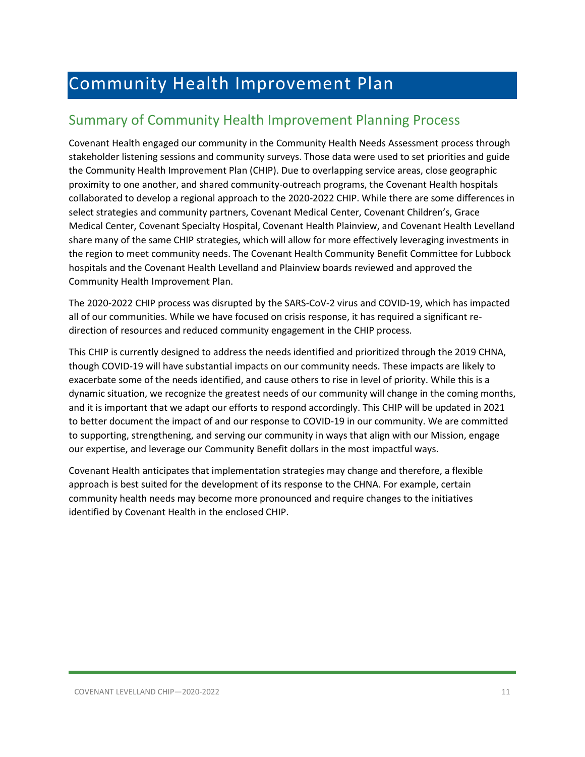# Community Health Improvement Plan

## Summary of Community Health Improvement Planning Process

Covenant Health engaged our community in the Community Health Needs Assessment process through stakeholder listening sessions and community surveys. Those data were used to set priorities and guide the Community Health Improvement Plan (CHIP). Due to overlapping service areas, close geographic proximity to one another, and shared community-outreach programs, the Covenant Health hospitals collaborated to develop a regional approach to the 2020-2022 CHIP. While there are some differences in select strategies and community partners, Covenant Medical Center, Covenant Children's, Grace Medical Center, Covenant Specialty Hospital, Covenant Health Plainview, and Covenant Health Levelland share many of the same CHIP strategies, which will allow for more effectively leveraging investments in the region to meet community needs. The Covenant Health Community Benefit Committee for Lubbock hospitals and the Covenant Health Levelland and Plainview boards reviewed and approved the Community Health Improvement Plan.

The 2020-2022 CHIP process was disrupted by the SARS-CoV-2 virus and COVID-19, which has impacted all of our communities. While we have focused on crisis response, it has required a significant re-direction of resources and reduced community engagement in the CHIP process.

This CHIP is currently designed to address the needs identified and prioritized through the 2019 CHNA, though COVID-19 will have substantial impacts on our community needs. These impacts are likely to exacerbate some of the needs identified, and cause others to rise in level of priority. While this is a dynamic situation, we recognize the greatest needs of our community will change in the coming months, and it is important that we adapt our efforts to respond accordingly. This CHIP will be updated in 2021 to better document the impact of and our response to COVID-19 in our community. We are committed to supporting, strengthening, and serving our community in ways that align with our Mission, engage our expertise, and leverage our Community Benefit dollars in the most impactful ways.

Covenant Health anticipates that implementation strategies may change and therefore, a flexible approach is best suited for the development of its response to the CHNA. For example, certain community health needs may become more pronounced and require changes to the initiatives identified by Covenant Health in the enclosed CHIP.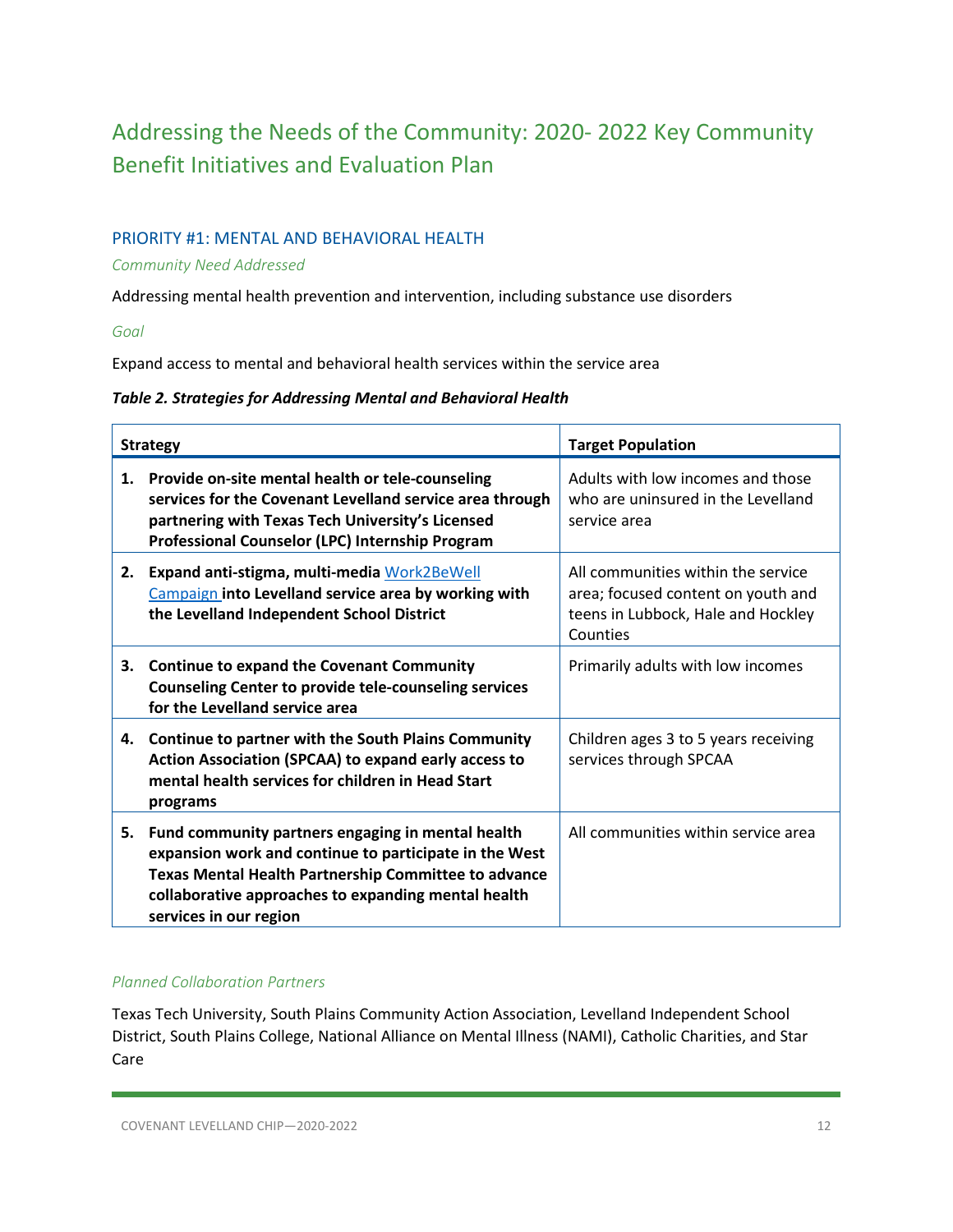# Addressing the Needs of the Community: 2020- 2022 Key Community Benefit Initiatives and Evaluation Plan

## PRIORITY #1: MENTAL AND BEHAVIORAL HEALTH

*Community Need Addressed*

Addressing mental health prevention and intervention, including substance use disorders

*Goal*

Expand access to mental and behavioral health services within the service area

***Table 2. Strategies for Addressing Mental and Behavioral Health***

| Strategy | Target Population |
|---|---|
| **1. Provide on-site mental health or tele-counseling services for the Covenant Levelland service area through partnering with Texas Tech University's Licensed Professional Counselor (LPC) Internship Program** | Adults with low incomes and those who are uninsured in the Levelland service area |
| **2. Expand anti-stigma, multi-media** Work2BeWell Campaign **into Levelland service area by working with the Levelland Independent School District** | All communities within the service area; focused content on youth and teens in Lubbock, Hale and Hockley Counties |
| **3. Continue to expand the Covenant Community Counseling Center to provide tele-counseling services for the Levelland service area** | Primarily adults with low incomes |
| **4. Continue to partner with the South Plains Community Action Association (SPCAA) to expand early access to mental health services for children in Head Start programs** | Children ages 3 to 5 years receiving services through SPCAA |
| **5. Fund community partners engaging in mental health expansion work and continue to participate in the West Texas Mental Health Partnership Committee to advance collaborative approaches to expanding mental health services in our region** | All communities within service area |

*Planned Collaboration Partners*

Texas Tech University, South Plains Community Action Association, Levelland Independent School District, South Plains College, National Alliance on Mental Illness (NAMI), Catholic Charities, and Star Care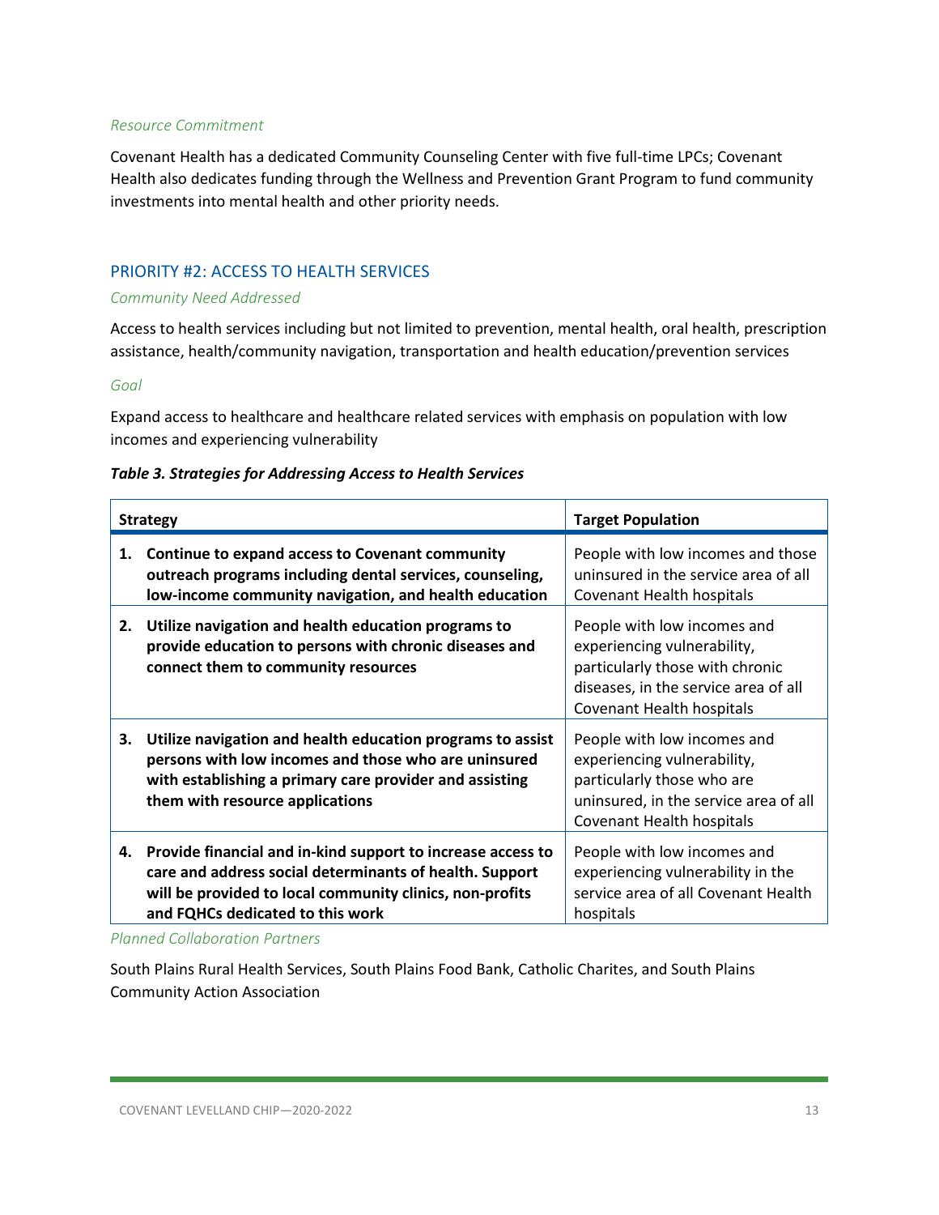*Resource Commitment*

Covenant Health has a dedicated Community Counseling Center with five full-time LPCs; Covenant Health also dedicates funding through the Wellness and Prevention Grant Program to fund community investments into mental health and other priority needs.

## PRIORITY #2: ACCESS TO HEALTH SERVICES

*Community Need Addressed*

Access to health services including but not limited to prevention, mental health, oral health, prescription assistance, health/community navigation, transportation and health education/prevention services

*Goal*

Expand access to healthcare and healthcare related services with emphasis on population with low incomes and experiencing vulnerability

***Table 3. Strategies for Addressing Access to Health Services***

| Strategy | Target Population |
|---|---|
| **1. Continue to expand access to Covenant community outreach programs including dental services, counseling, low-income community navigation, and health education** | People with low incomes and those uninsured in the service area of all Covenant Health hospitals |
| **2. Utilize navigation and health education programs to provide education to persons with chronic diseases and connect them to community resources** | People with low incomes and experiencing vulnerability, particularly those with chronic diseases, in the service area of all Covenant Health hospitals |
| **3. Utilize navigation and health education programs to assist persons with low incomes and those who are uninsured with establishing a primary care provider and assisting them with resource applications** | People with low incomes and experiencing vulnerability, particularly those who are uninsured, in the service area of all Covenant Health hospitals |
| **4. Provide financial and in-kind support to increase access to care and address social determinants of health. Support will be provided to local community clinics, non-profits and FQHCs dedicated to this work** | People with low incomes and experiencing vulnerability in the service area of all Covenant Health hospitals |

*Planned Collaboration Partners*

South Plains Rural Health Services, South Plains Food Bank, Catholic Charites, and South Plains Community Action Association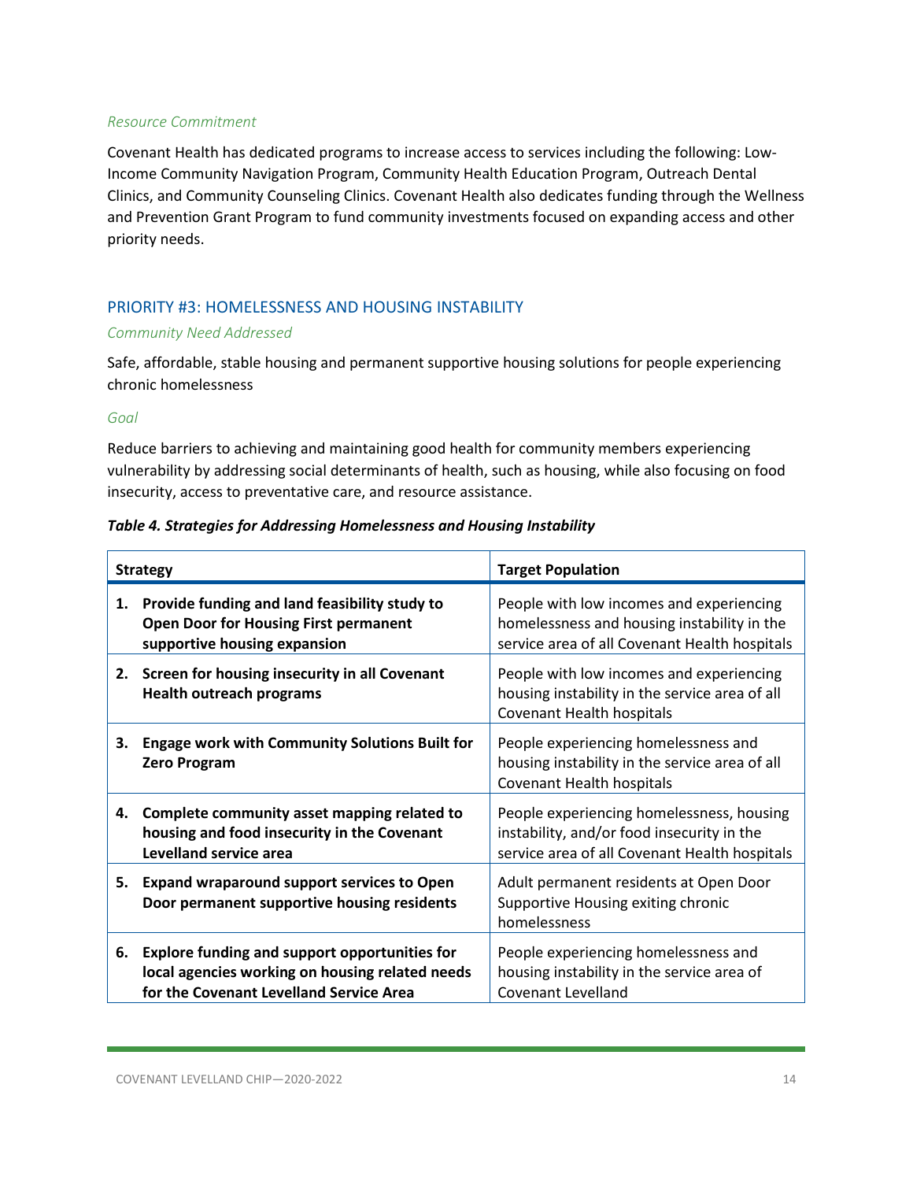*Resource Commitment*

Covenant Health has dedicated programs to increase access to services including the following: Low-Income Community Navigation Program, Community Health Education Program, Outreach Dental Clinics, and Community Counseling Clinics. Covenant Health also dedicates funding through the Wellness and Prevention Grant Program to fund community investments focused on expanding access and other priority needs.

## PRIORITY #3: HOMELESSNESS AND HOUSING INSTABILITY

*Community Need Addressed*

Safe, affordable, stable housing and permanent supportive housing solutions for people experiencing chronic homelessness

*Goal*

Reduce barriers to achieving and maintaining good health for community members experiencing vulnerability by addressing social determinants of health, such as housing, while also focusing on food insecurity, access to preventative care, and resource assistance.

***Table 4. Strategies for Addressing Homelessness and Housing Instability***

| Strategy | Target Population |
|---|---|
| **1. Provide funding and land feasibility study to Open Door for Housing First permanent supportive housing expansion** | People with low incomes and experiencing homelessness and housing instability in the service area of all Covenant Health hospitals |
| **2. Screen for housing insecurity in all Covenant Health outreach programs** | People with low incomes and experiencing housing instability in the service area of all Covenant Health hospitals |
| **3. Engage work with Community Solutions Built for Zero Program** | People experiencing homelessness and housing instability in the service area of all Covenant Health hospitals |
| **4. Complete community asset mapping related to housing and food insecurity in the Covenant Levelland service area** | People experiencing homelessness, housing instability, and/or food insecurity in the service area of all Covenant Health hospitals |
| **5. Expand wraparound support services to Open Door permanent supportive housing residents** | Adult permanent residents at Open Door Supportive Housing exiting chronic homelessness |
| **6. Explore funding and support opportunities for local agencies working on housing related needs for the Covenant Levelland Service Area** | People experiencing homelessness and housing instability in the service area of Covenant Levelland |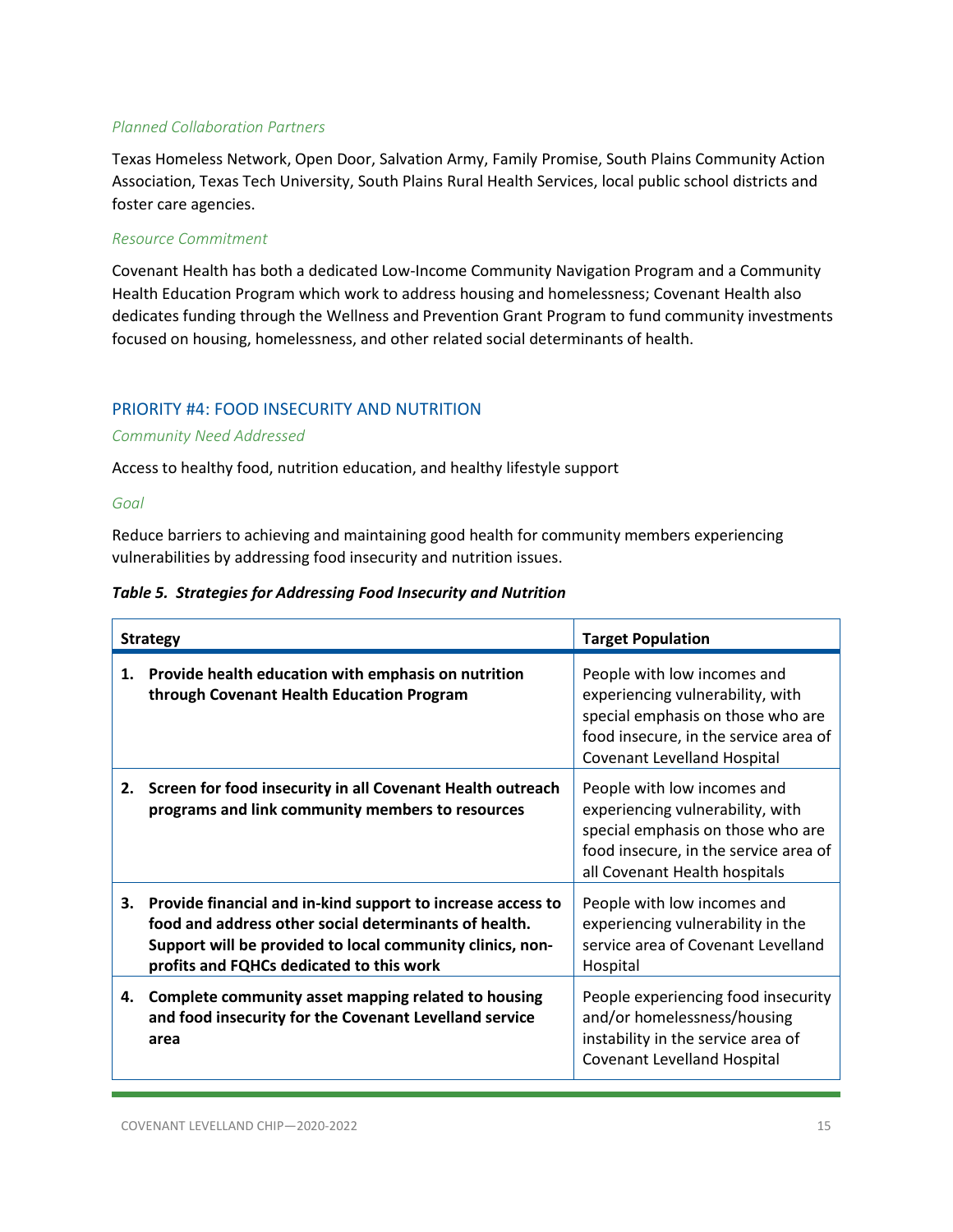*Planned Collaboration Partners*

Texas Homeless Network, Open Door, Salvation Army, Family Promise, South Plains Community Action Association, Texas Tech University, South Plains Rural Health Services, local public school districts and foster care agencies.

*Resource Commitment*

Covenant Health has both a dedicated Low-Income Community Navigation Program and a Community Health Education Program which work to address housing and homelessness; Covenant Health also dedicates funding through the Wellness and Prevention Grant Program to fund community investments focused on housing, homelessness, and other related social determinants of health.

## PRIORITY #4: FOOD INSECURITY AND NUTRITION

*Community Need Addressed*

Access to healthy food, nutrition education, and healthy lifestyle support

*Goal*

Reduce barriers to achieving and maintaining good health for community members experiencing vulnerabilities by addressing food insecurity and nutrition issues.

***Table 5. Strategies for Addressing Food Insecurity and Nutrition***

| Strategy | Target Population |
|---|---|
| **1. Provide health education with emphasis on nutrition through Covenant Health Education Program** | People with low incomes and experiencing vulnerability, with special emphasis on those who are food insecure, in the service area of Covenant Levelland Hospital |
| **2. Screen for food insecurity in all Covenant Health outreach programs and link community members to resources** | People with low incomes and experiencing vulnerability, with special emphasis on those who are food insecure, in the service area of all Covenant Health hospitals |
| **3. Provide financial and in-kind support to increase access to food and address other social determinants of health. Support will be provided to local community clinics, non-profits and FQHCs dedicated to this work** | People with low incomes and experiencing vulnerability in the service area of Covenant Levelland Hospital |
| **4. Complete community asset mapping related to housing and food insecurity for the Covenant Levelland service area** | People experiencing food insecurity and/or homelessness/housing instability in the service area of Covenant Levelland Hospital |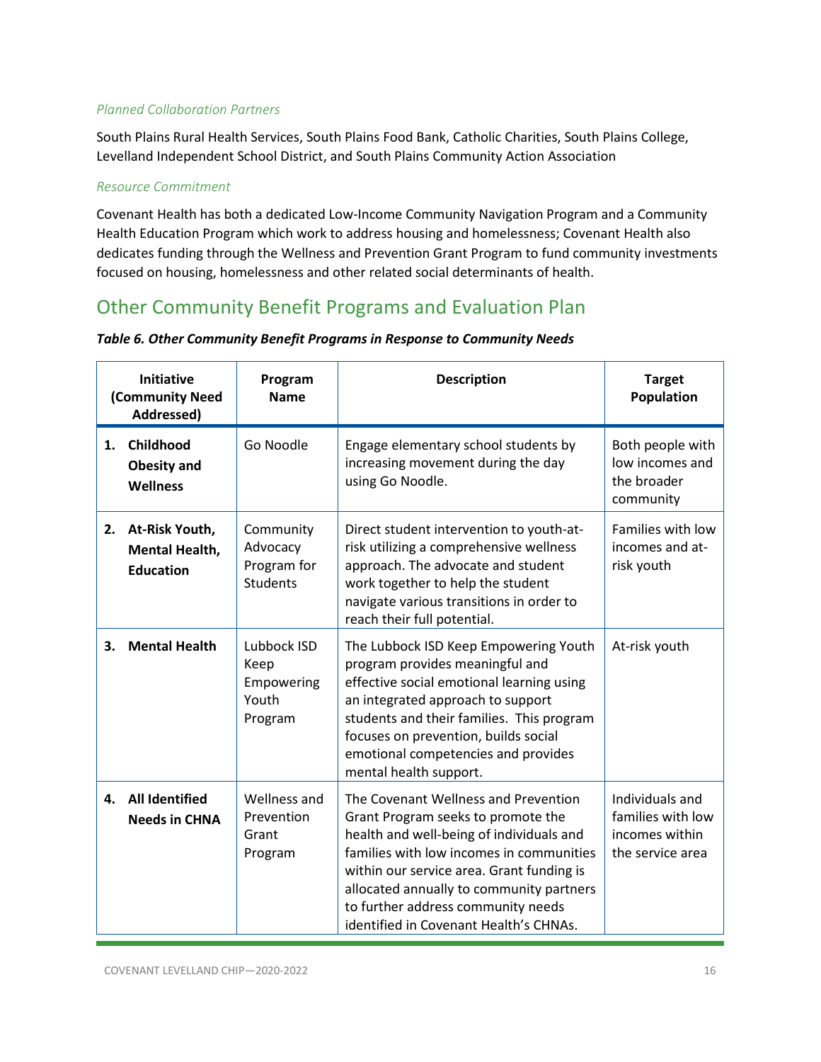*Planned Collaboration Partners*

South Plains Rural Health Services, South Plains Food Bank, Catholic Charities, South Plains College, Levelland Independent School District, and South Plains Community Action Association

*Resource Commitment*

Covenant Health has both a dedicated Low-Income Community Navigation Program and a Community Health Education Program which work to address housing and homelessness; Covenant Health also dedicates funding through the Wellness and Prevention Grant Program to fund community investments focused on housing, homelessness and other related social determinants of health.

## Other Community Benefit Programs and Evaluation Plan

***Table 6. Other Community Benefit Programs in Response to Community Needs***

| Initiative (Community Need Addressed) | Program Name | Description | Target Population |
|---|---|---|---|
| **1. Childhood Obesity and Wellness** | Go Noodle | Engage elementary school students by increasing movement during the day using Go Noodle. | Both people with low incomes and the broader community |
| **2. At-Risk Youth, Mental Health, Education** | Community Advocacy Program for Students | Direct student intervention to youth-at-risk utilizing a comprehensive wellness approach. The advocate and student work together to help the student navigate various transitions in order to reach their full potential. | Families with low incomes and at-risk youth |
| **3. Mental Health** | Lubbock ISD Keep Empowering Youth Program | The Lubbock ISD Keep Empowering Youth program provides meaningful and effective social emotional learning using an integrated approach to support students and their families. This program focuses on prevention, builds social emotional competencies and provides mental health support. | At-risk youth |
| **4. All Identified Needs in CHNA** | Wellness and Prevention Grant Program | The Covenant Wellness and Prevention Grant Program seeks to promote the health and well-being of individuals and families with low incomes in communities within our service area. Grant funding is allocated annually to community partners to further address community needs identified in Covenant Health's CHNAs. | Individuals and families with low incomes within the service area |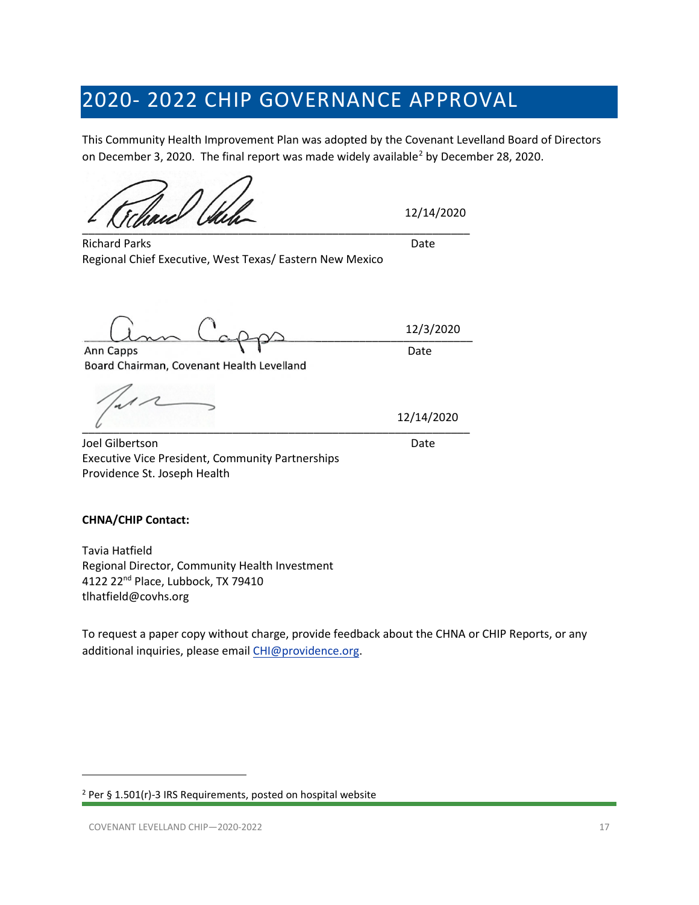# 2020- 2022 CHIP GOVERNANCE APPROVAL

This Community Health Improvement Plan was adopted by the Covenant Levelland Board of Directors on December 3, 2020. The final report was made widely available[2] by December 28, 2020.

_____________________________________________ 12/14/2020

Richard Parks — Date

Regional Chief Executive, West Texas/ Eastern New Mexico

_____________________________________________ 12/3/2020

Ann Capps — Date

Board Chairman, Covenant Health Levelland

_____________________________________________ 12/14/2020

Joel Gilbertson — Date

Executive Vice President, Community Partnerships

Providence St. Joseph Health

**CHNA/CHIP Contact:**

Tavia Hatfield

Regional Director, Community Health Investment

4122 22nd Place, Lubbock, TX 79410

tlhatfield@covhs.org

To request a paper copy without charge, provide feedback about the CHNA or CHIP Reports, or any additional inquiries, please email CHI@providence.org.

---

[2] Per § 1.501(r)-3 IRS Requirements, posted on hospital website